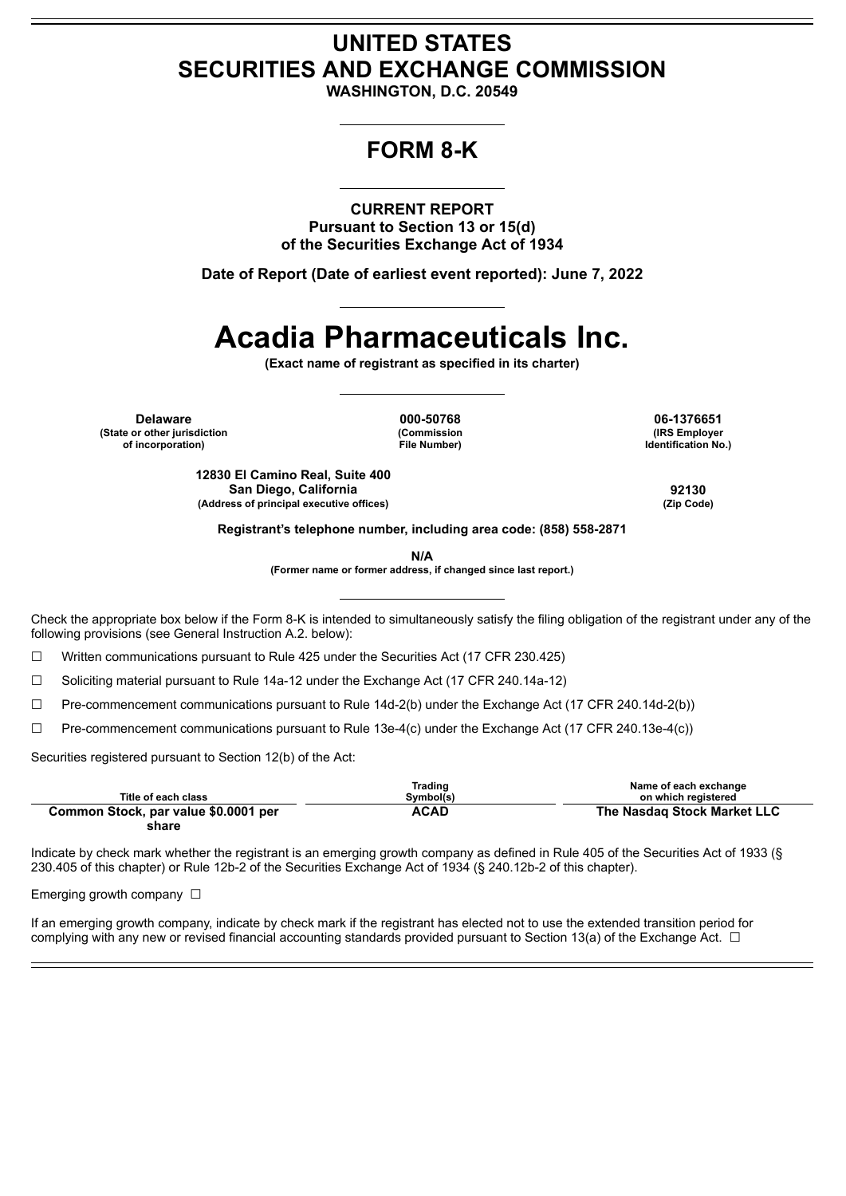# UNITED STATES
# SECURITIES AND EXCHANGE COMMISSION

**WASHINGTON, D.C. 20549**

---

## FORM 8-K

---

**CURRENT REPORT**
**Pursuant to Section 13 or 15(d)**
**of the Securities Exchange Act of 1934**

**Date of Report (Date of earliest event reported): June 7, 2022**

---

# Acadia Pharmaceuticals Inc.

**(Exact name of registrant as specified in its charter)**

---

| **Delaware** | **000-50768** | **06-1376651** |
|---|---|---|
| **(State or other jurisdiction of incorporation)** | **(Commission File Number)** | **(IRS Employer Identification No.)** |

| **12830 El Camino Real, Suite 400 San Diego, California** | **92130** |
|---|---|
| **(Address of principal executive offices)** | **(Zip Code)** |

**Registrant's telephone number, including area code: (858) 558-2871**

**N/A**
**(Former name or former address, if changed since last report.)**

---

Check the appropriate box below if the Form 8-K is intended to simultaneously satisfy the filing obligation of the registrant under any of the following provisions (see General Instruction A.2. below):

☐ Written communications pursuant to Rule 425 under the Securities Act (17 CFR 230.425)

☐ Soliciting material pursuant to Rule 14a-12 under the Exchange Act (17 CFR 240.14a-12)

☐ Pre-commencement communications pursuant to Rule 14d-2(b) under the Exchange Act (17 CFR 240.14d-2(b))

☐ Pre-commencement communications pursuant to Rule 13e-4(c) under the Exchange Act (17 CFR 240.13e-4(c))

Securities registered pursuant to Section 12(b) of the Act:

| Title of each class | Trading Symbol(s) | Name of each exchange on which registered |
|---|---|---|
| **Common Stock, par value $0.0001 per share** | **ACAD** | **The Nasdaq Stock Market LLC** |

Indicate by check mark whether the registrant is an emerging growth company as defined in Rule 405 of the Securities Act of 1933 (§ 230.405 of this chapter) or Rule 12b-2 of the Securities Exchange Act of 1934 (§ 240.12b-2 of this chapter).

Emerging growth company ☐

If an emerging growth company, indicate by check mark if the registrant has elected not to use the extended transition period for complying with any new or revised financial accounting standards provided pursuant to Section 13(a) of the Exchange Act. ☐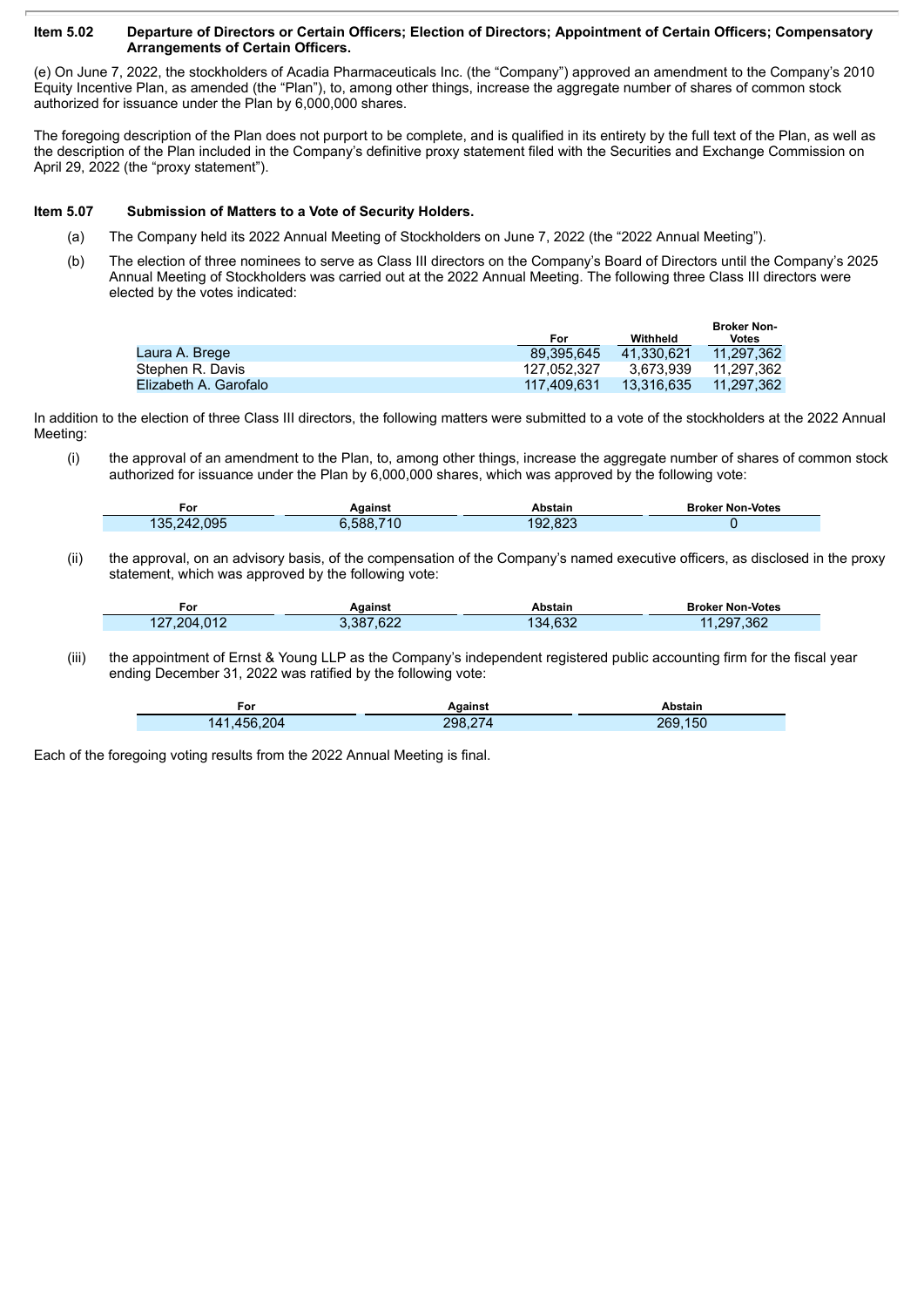**Item 5.02 Departure of Directors or Certain Officers; Election of Directors; Appointment of Certain Officers; Compensatory Arrangements of Certain Officers.**

(e) On June 7, 2022, the stockholders of Acadia Pharmaceuticals Inc. (the "Company") approved an amendment to the Company's 2010 Equity Incentive Plan, as amended (the "Plan"), to, among other things, increase the aggregate number of shares of common stock authorized for issuance under the Plan by 6,000,000 shares.

The foregoing description of the Plan does not purport to be complete, and is qualified in its entirety by the full text of the Plan, as well as the description of the Plan included in the Company's definitive proxy statement filed with the Securities and Exchange Commission on April 29, 2022 (the "proxy statement").

**Item 5.07 Submission of Matters to a Vote of Security Holders.**

(a) The Company held its 2022 Annual Meeting of Stockholders on June 7, 2022 (the "2022 Annual Meeting").

(b) The election of three nominees to serve as Class III directors on the Company's Board of Directors until the Company's 2025 Annual Meeting of Stockholders was carried out at the 2022 Annual Meeting. The following three Class III directors were elected by the votes indicated:

| | For | Withheld | Broker Non-Votes |
|---|---|---|---|
| Laura A. Brege | 89,395,645 | 41,330,621 | 11,297,362 |
| Stephen R. Davis | 127,052,327 | 3,673,939 | 11,297,362 |
| Elizabeth A. Garofalo | 117,409,631 | 13,316,635 | 11,297,362 |

In addition to the election of three Class III directors, the following matters were submitted to a vote of the stockholders at the 2022 Annual Meeting:

(i) the approval of an amendment to the Plan, to, among other things, increase the aggregate number of shares of common stock authorized for issuance under the Plan by 6,000,000 shares, which was approved by the following vote:

| For | Against | Abstain | Broker Non-Votes |
|---|---|---|---|
| 135,242,095 | 6,588,710 | 192,823 | 0 |

(ii) the approval, on an advisory basis, of the compensation of the Company's named executive officers, as disclosed in the proxy statement, which was approved by the following vote:

| For | Against | Abstain | Broker Non-Votes |
|---|---|---|---|
| 127,204,012 | 3,387,622 | 134,632 | 11,297,362 |

(iii) the appointment of Ernst & Young LLP as the Company's independent registered public accounting firm for the fiscal year ending December 31, 2022 was ratified by the following vote:

| For | Against | Abstain |
|---|---|---|
| 141,456,204 | 298,274 | 269,150 |

Each of the foregoing voting results from the 2022 Annual Meeting is final.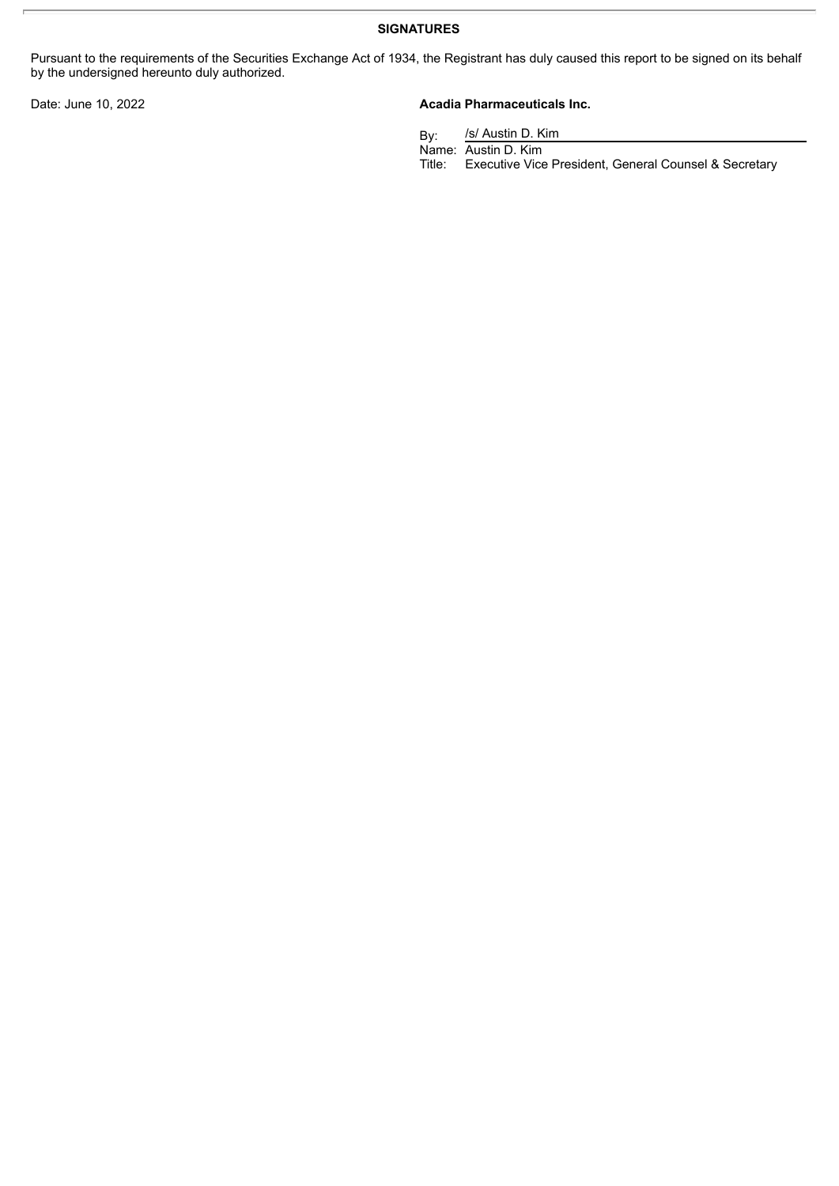**SIGNATURES**

Pursuant to the requirements of the Securities Exchange Act of 1934, the Registrant has duly caused this report to be signed on its behalf by the undersigned hereunto duly authorized.

Date: June 10, 2022

**Acadia Pharmaceuticals Inc.**

| | |
|---|---|
| By: | /s/ Austin D. Kim |
| Name: | Austin D. Kim |
| Title: | Executive Vice President, General Counsel & Secretary |